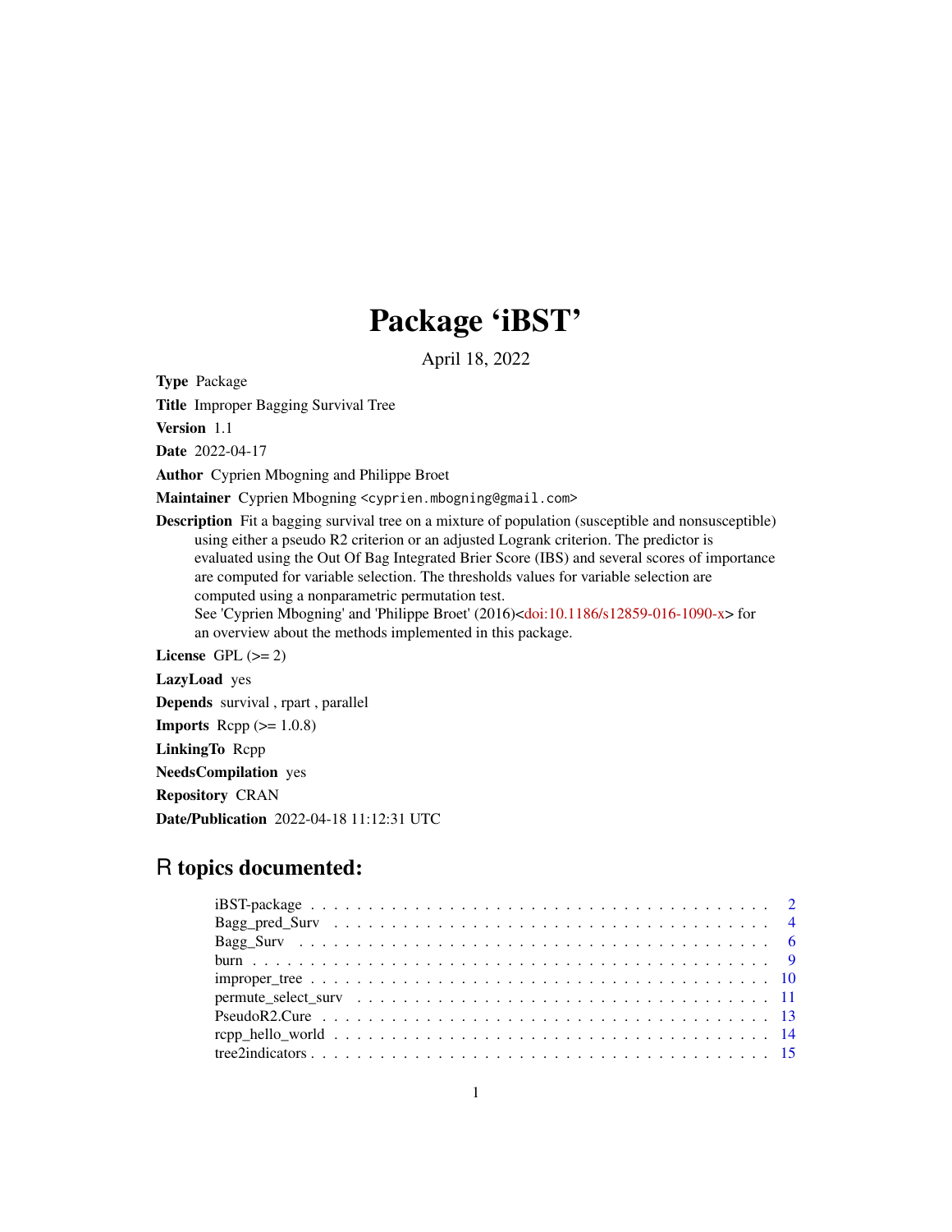# Package 'iBST'

April 18, 2022

**Type** Package

**Title** Improper Bagging Survival Tree

**Version** 1.1

**Date** 2022-04-17

**Author** Cyprien Mbogning and Philippe Broet

**Maintainer** Cyprien Mbogning <cyprien.mbogning@gmail.com>

**Description** Fit a bagging survival tree on a mixture of population (susceptible and nonsusceptible) using either a pseudo R2 criterion or an adjusted Logrank criterion. The predictor is evaluated using the Out Of Bag Integrated Brier Score (IBS) and several scores of importance are computed for variable selection. The thresholds values for variable selection are computed using a nonparametric permutation test.
See 'Cyprien Mbogning' and 'Philippe Broet' (2016)<doi:10.1186/s12859-016-1090-x> for an overview about the methods implemented in this package.

**License** GPL (>= 2)

**LazyLoad** yes

**Depends** survival , rpart , parallel

**Imports** Rcpp (>= 1.0.8)

**LinkingTo** Rcpp

**NeedsCompilation** yes

**Repository** CRAN

**Date/Publication** 2022-04-18 11:12:31 UTC

## R topics documented:

| | |
|---|---|
| iBST-package | 2 |
| Bagg_pred_Surv | 4 |
| Bagg_Surv | 6 |
| burn | 9 |
| improper_tree | 10 |
| permute_select_surv | 11 |
| PseudoR2.Cure | 13 |
| rcpp_hello_world | 14 |
| tree2indicators | 15 |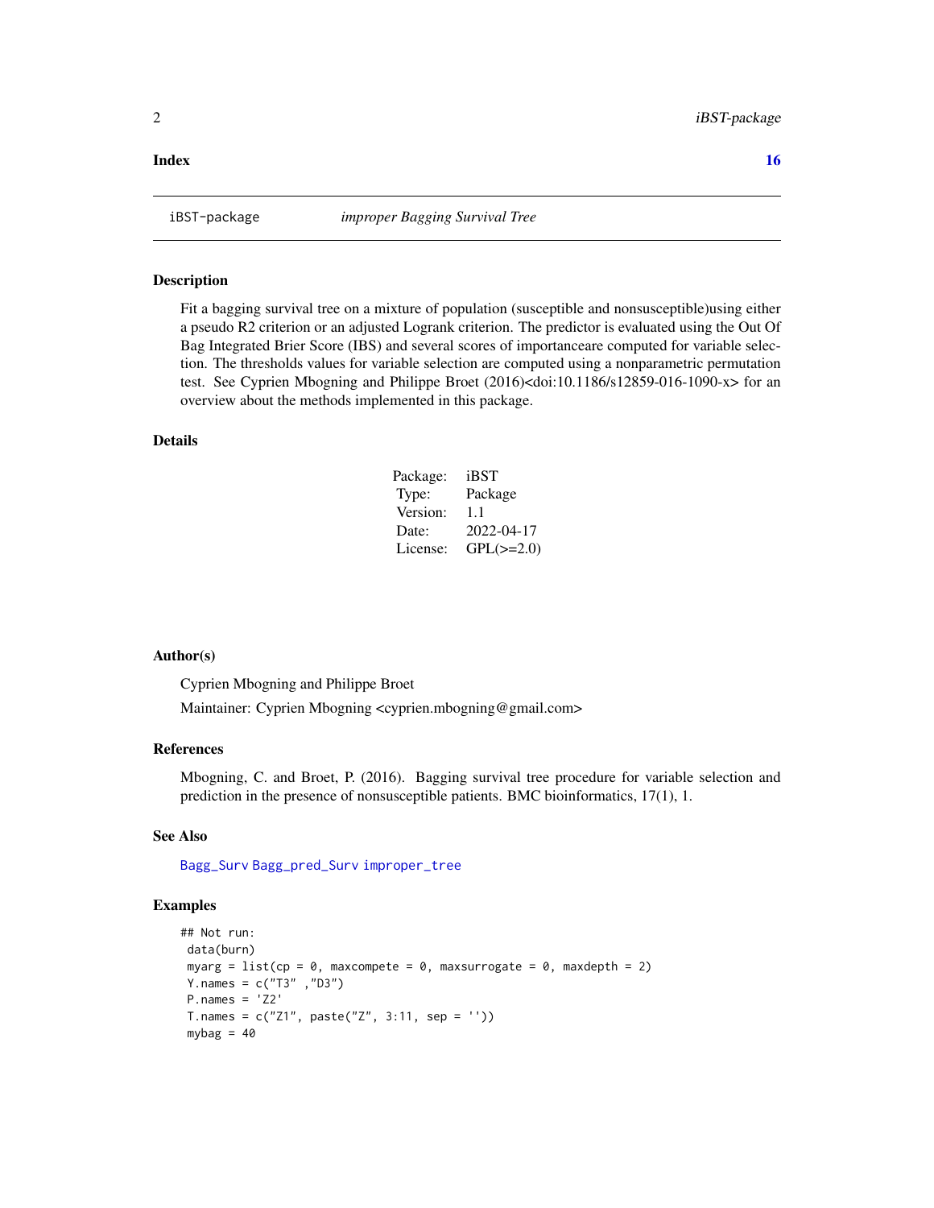**Index** **16**

---

iBST-package *improper Bagging Survival Tree*

---

### Description

Fit a bagging survival tree on a mixture of population (susceptible and nonsusceptible)using either a pseudo R2 criterion or an adjusted Logrank criterion. The predictor is evaluated using the Out Of Bag Integrated Brier Score (IBS) and several scores of importanceare computed for variable selection. The thresholds values for variable selection are computed using a nonparametric permutation test. See Cyprien Mbogning and Philippe Broet (2016)<doi:10.1186/s12859-016-1090-x> for an overview about the methods implemented in this package.

### Details

| | |
|---|---|
| Package: | iBST |
| Type: | Package |
| Version: | 1.1 |
| Date: | 2022-04-17 |
| License: | GPL(>=2.0) |

### Author(s)

Cyprien Mbogning and Philippe Broet

Maintainer: Cyprien Mbogning <cyprien.mbogning@gmail.com>

### References

Mbogning, C. and Broet, P. (2016). Bagging survival tree procedure for variable selection and prediction in the presence of nonsusceptible patients. BMC bioinformatics, 17(1), 1.

### See Also

Bagg_Surv Bagg_pred_Surv improper_tree

### Examples

```
## Not run:
 data(burn)
 myarg = list(cp = 0, maxcompete = 0, maxsurrogate = 0, maxdepth = 2)
 Y.names = c("T3" ,"D3")
 P.names = 'Z2'
 T.names = c("Z1", paste("Z", 3:11, sep = ''))
 mybag = 40
```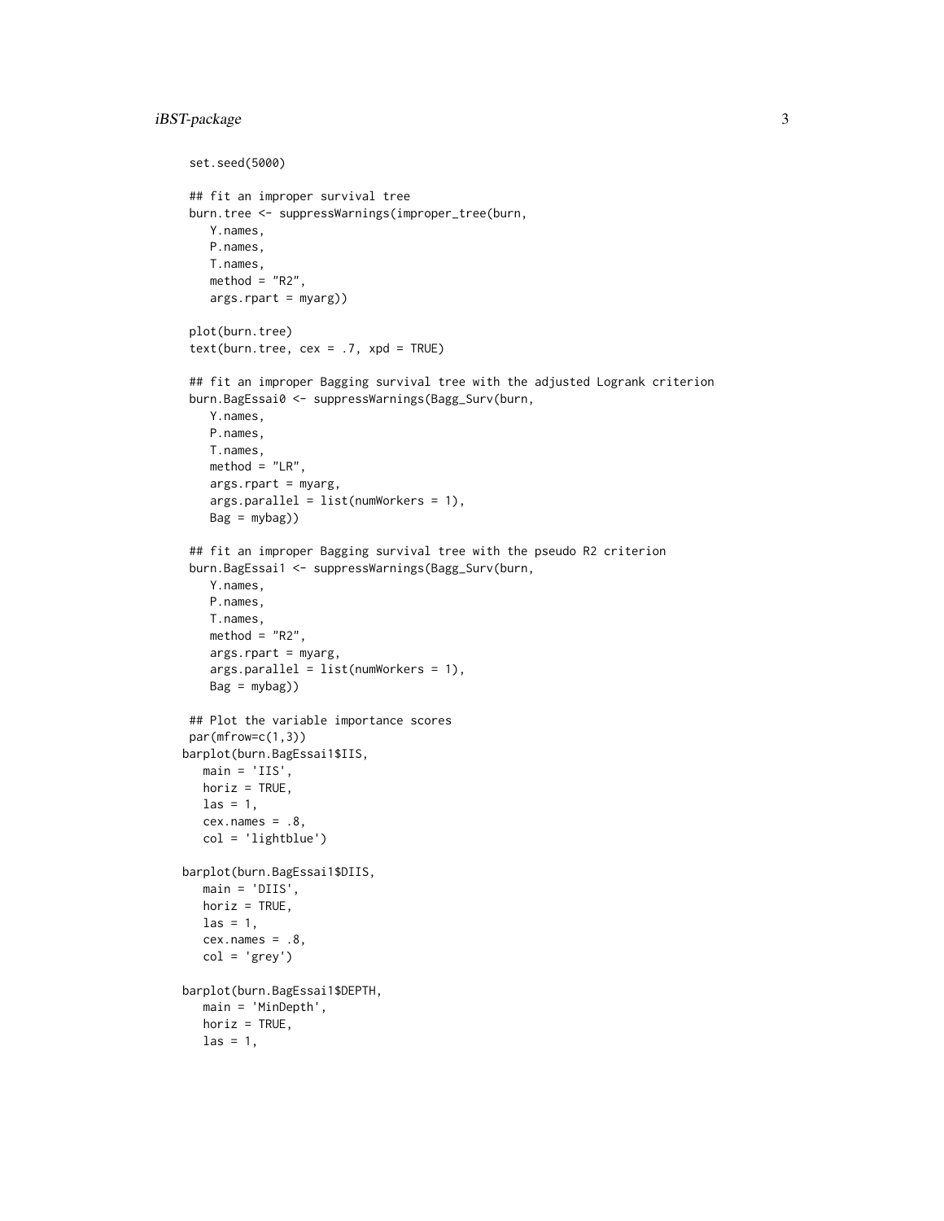```
set.seed(5000)

## fit an improper survival tree
burn.tree <- suppressWarnings(improper_tree(burn,
   Y.names,
   P.names,
   T.names,
   method = "R2",
   args.rpart = myarg))

plot(burn.tree)
text(burn.tree, cex = .7, xpd = TRUE)

## fit an improper Bagging survival tree with the adjusted Logrank criterion
burn.BagEssai0 <- suppressWarnings(Bagg_Surv(burn,
   Y.names,
   P.names,
   T.names,
   method = "LR",
   args.rpart = myarg,
   args.parallel = list(numWorkers = 1),
   Bag = mybag))

## fit an improper Bagging survival tree with the pseudo R2 criterion
burn.BagEssai1 <- suppressWarnings(Bagg_Surv(burn,
   Y.names,
   P.names,
   T.names,
   method = "R2",
   args.rpart = myarg,
   args.parallel = list(numWorkers = 1),
   Bag = mybag))

## Plot the variable importance scores
par(mfrow=c(1,3))
barplot(burn.BagEssai1$IIS,
  main = 'IIS',
  horiz = TRUE,
  las = 1,
  cex.names = .8,
  col = 'lightblue')

barplot(burn.BagEssai1$DIIS,
  main = 'DIIS',
  horiz = TRUE,
  las = 1,
  cex.names = .8,
  col = 'grey')

barplot(burn.BagEssai1$DEPTH,
  main = 'MinDepth',
  horiz = TRUE,
  las = 1,
```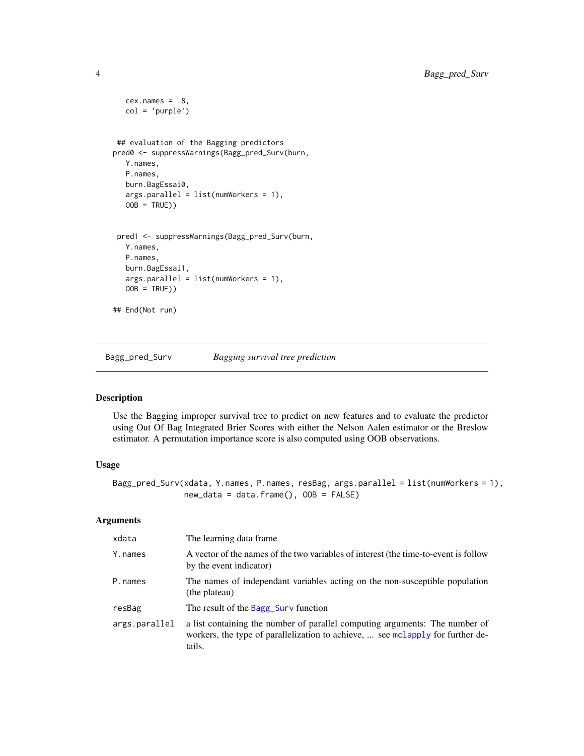```
   cex.names = .8,
   col = 'purple')


 ## evaluation of the Bagging predictors
pred0 <- suppressWarnings(Bagg_pred_Surv(burn,
   Y.names,
   P.names,
   burn.BagEssai0,
   args.parallel = list(numWorkers = 1),
   OOB = TRUE))


 pred1 <- suppressWarnings(Bagg_pred_Surv(burn,
   Y.names,
   P.names,
   burn.BagEssai1,
   args.parallel = list(numWorkers = 1),
   OOB = TRUE))

## End(Not run)
```

---

`Bagg_pred_Surv` *Bagging survival tree prediction*

---

## Description

Use the Bagging improper survival tree to predict on new features and to evaluate the predictor using Out Of Bag Integrated Brier Scores with either the Nelson Aalen estimator or the Breslow estimator. A permutation importance score is also computed using OOB observations.

## Usage

```
Bagg_pred_Surv(xdata, Y.names, P.names, resBag, args.parallel = list(numWorkers = 1),
               new_data = data.frame(), OOB = FALSE)
```

## Arguments

| | |
|---|---|
| `xdata` | The learning data frame |
| `Y.names` | A vector of the names of the two variables of interest (the time-to-event is follow by the event indicator) |
| `P.names` | The names of independant variables acting on the non-susceptible population (the plateau) |
| `resBag` | The result of the `Bagg_Surv` function |
| `args.parallel` | a list containing the number of parallel computing arguments: The number of workers, the type of parallelization to achieve, ... see `mclapply` for further details. |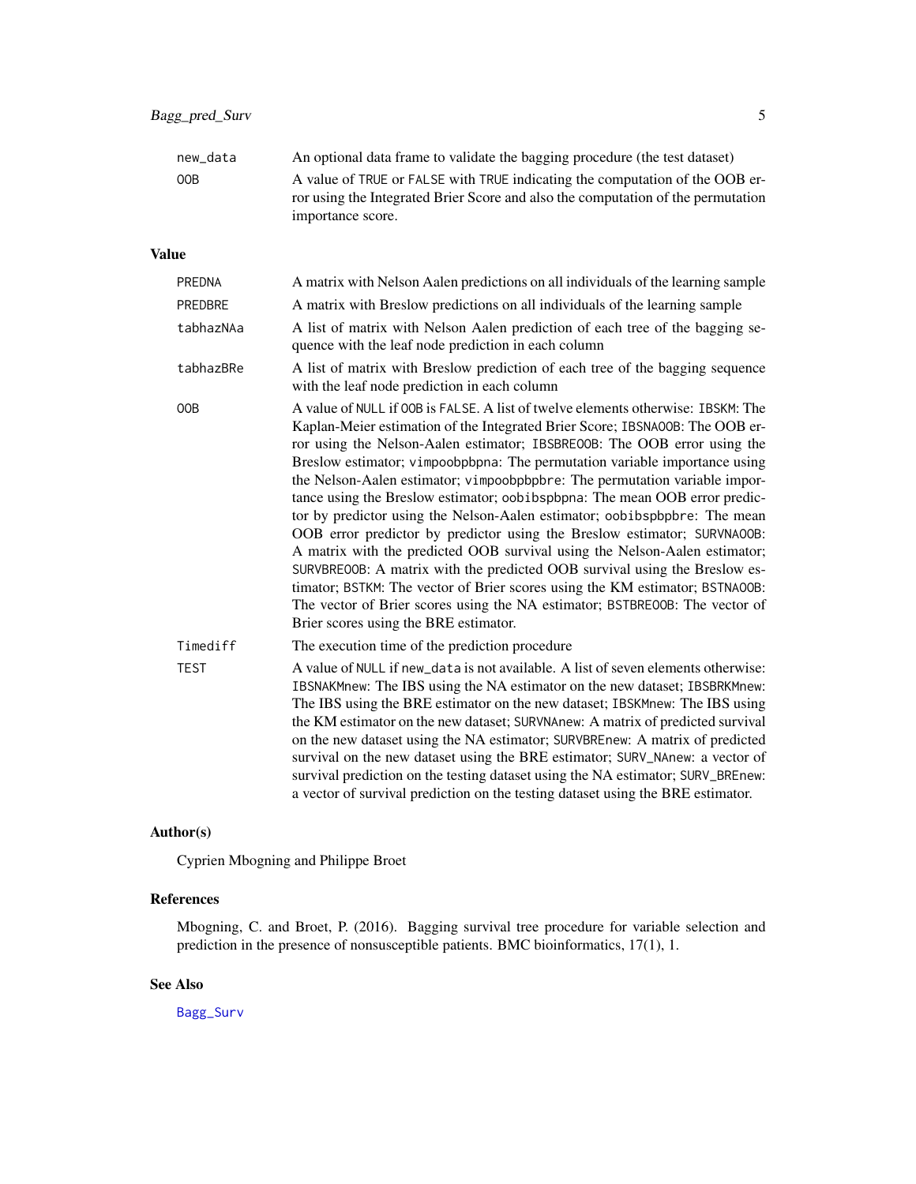| | |
|---|---|
| new_data | An optional data frame to validate the bagging procedure (the test dataset) |
| OOB | A value of TRUE or FALSE with TRUE indicating the computation of the OOB error using the Integrated Brier Score and also the computation of the permutation importance score. |

## Value

| | |
|---|---|
| PREDNA | A matrix with Nelson Aalen predictions on all individuals of the learning sample |
| PREDBRE | A matrix with Breslow predictions on all individuals of the learning sample |
| tabhazNAa | A list of matrix with Nelson Aalen prediction of each tree of the bagging sequence with the leaf node prediction in each column |
| tabhazBRe | A list of matrix with Breslow prediction of each tree of the bagging sequence with the leaf node prediction in each column |
| OOB | A value of NULL if OOB is FALSE. A list of twelve elements otherwise: IBSKM: The Kaplan-Meier estimation of the Integrated Brier Score; IBSNAOOB: The OOB error using the Nelson-Aalen estimator; IBSBREOOB: The OOB error using the Breslow estimator; vimpoobpbpna: The permutation variable importance using the Nelson-Aalen estimator; vimpoobpbpbre: The permutation variable importance using the Breslow estimator; oobibspbpna: The mean OOB error predictor by predictor using the Nelson-Aalen estimator; oobibspbpbre: The mean OOB error predictor by predictor using the Breslow estimator; SURVNAOOB: A matrix with the predicted OOB survival using the Nelson-Aalen estimator; SURVBREOOB: A matrix with the predicted OOB survival using the Breslow estimator; BSTKM: The vector of Brier scores using the KM estimator; BSTNAOOB: The vector of Brier scores using the NA estimator; BSTBREOOB: The vector of Brier scores using the BRE estimator. |
| Timediff | The execution time of the prediction procedure |
| TEST | A value of NULL if new_data is not available. A list of seven elements otherwise: IBSNAKMnew: The IBS using the NA estimator on the new dataset; IBSBRKMnew: The IBS using the BRE estimator on the new dataset; IBSKMnew: The IBS using the KM estimator on the new dataset; SURVNAnew: A matrix of predicted survival on the new dataset using the NA estimator; SURVBREnew: A matrix of predicted survival on the new dataset using the BRE estimator; SURV_NAnew: a vector of survival prediction on the testing dataset using the NA estimator; SURV_BREnew: a vector of survival prediction on the testing dataset using the BRE estimator. |

## Author(s)

Cyprien Mbogning and Philippe Broet

## References

Mbogning, C. and Broet, P. (2016). Bagging survival tree procedure for variable selection and prediction in the presence of nonsusceptible patients. BMC bioinformatics, 17(1), 1.

## See Also

Bagg_Surv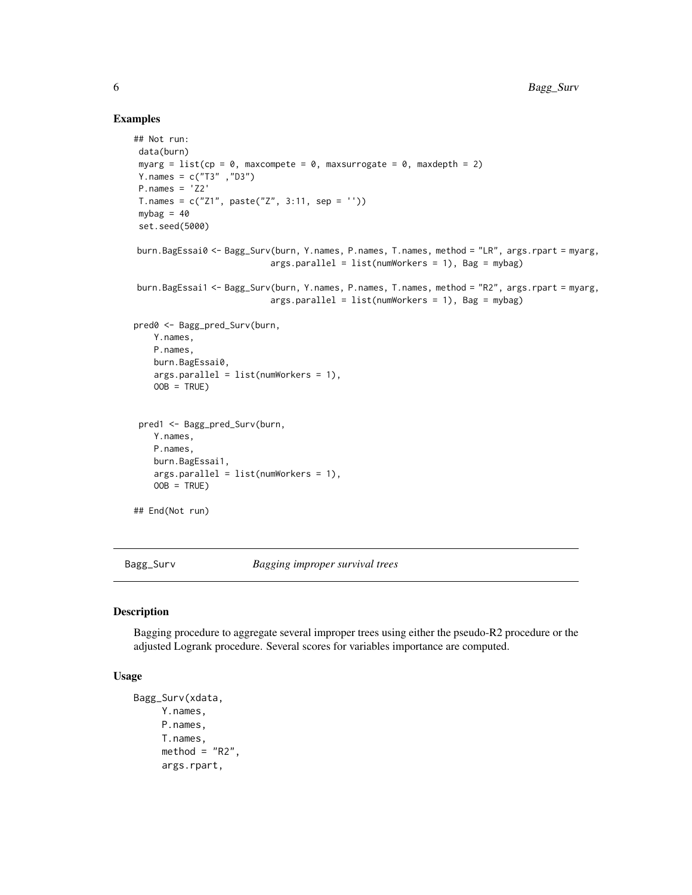## Examples

```
## Not run:
 data(burn)
 myarg = list(cp = 0, maxcompete = 0, maxsurrogate = 0, maxdepth = 2)
 Y.names = c("T3" ,"D3")
 P.names = 'Z2'
 T.names = c("Z1", paste("Z", 3:11, sep = ''))
 mybag = 40
 set.seed(5000)

 burn.BagEssai0 <- Bagg_Surv(burn, Y.names, P.names, T.names, method = "LR", args.rpart = myarg,
                            args.parallel = list(numWorkers = 1), Bag = mybag)

 burn.BagEssai1 <- Bagg_Surv(burn, Y.names, P.names, T.names, method = "R2", args.rpart = myarg,
                            args.parallel = list(numWorkers = 1), Bag = mybag)

pred0 <- Bagg_pred_Surv(burn,
    Y.names,
    P.names,
    burn.BagEssai0,
    args.parallel = list(numWorkers = 1),
    OOB = TRUE)


 pred1 <- Bagg_pred_Surv(burn,
    Y.names,
    P.names,
    burn.BagEssai1,
    args.parallel = list(numWorkers = 1),
    OOB = TRUE)

## End(Not run)
```

---

Bagg_Surv *Bagging improper survival trees*

---

## Description

Bagging procedure to aggregate several improper trees using either the pseudo-R2 procedure or the adjusted Logrank procedure. Several scores for variables importance are computed.

## Usage

```
Bagg_Surv(xdata,
      Y.names,
      P.names,
      T.names,
      method = "R2",
      args.rpart,
```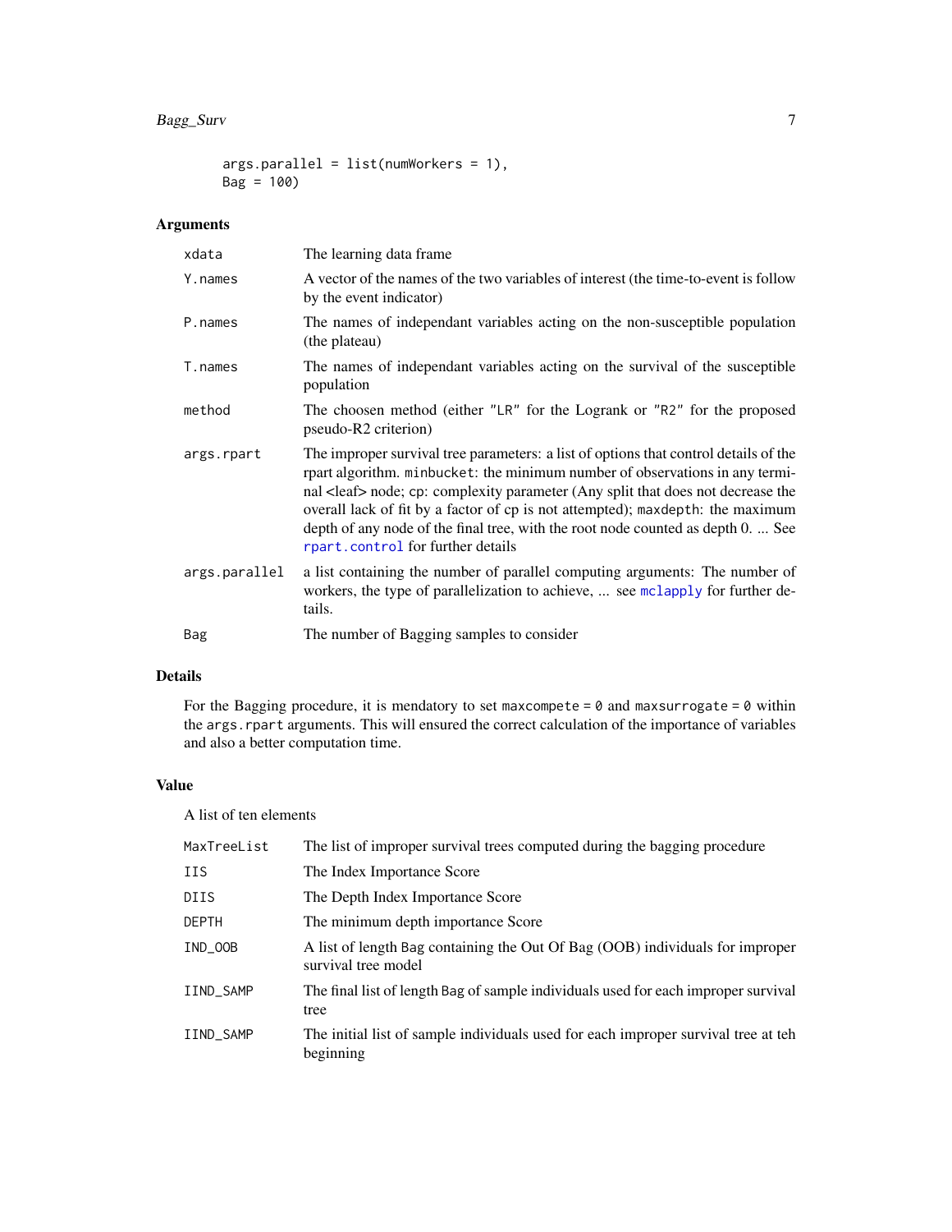```
args.parallel = list(numWorkers = 1),
Bag = 100)
```

## Arguments

| | |
|---|---|
| xdata | The learning data frame |
| Y.names | A vector of the names of the two variables of interest (the time-to-event is follow by the event indicator) |
| P.names | The names of independant variables acting on the non-susceptible population (the plateau) |
| T.names | The names of independant variables acting on the survival of the susceptible population |
| method | The choosen method (either "LR" for the Logrank or "R2" for the proposed pseudo-R2 criterion) |
| args.rpart | The improper survival tree parameters: a list of options that control details of the rpart algorithm. `minbucket`: the minimum number of observations in any terminal <leaf> node; cp: complexity parameter (Any split that does not decrease the overall lack of fit by a factor of cp is not attempted); `maxdepth`: the maximum depth of any node of the final tree, with the root node counted as depth 0. ... See `rpart.control` for further details |
| args.parallel | a list containing the number of parallel computing arguments: The number of workers, the type of parallelization to achieve, ... see `mclapply` for further details. |
| Bag | The number of Bagging samples to consider |

## Details

For the Bagging procedure, it is mendatory to set `maxcompete = 0` and `maxsurrogate = 0` within the `args.rpart` arguments. This will ensured the correct calculation of the importance of variables and also a better computation time.

## Value

A list of ten elements

| | |
|---|---|
| MaxTreeList | The list of improper survival trees computed during the bagging procedure |
| IIS | The Index Importance Score |
| DIIS | The Depth Index Importance Score |
| DEPTH | The minimum depth importance Score |
| IND_OOB | A list of length Bag containing the Out Of Bag (OOB) individuals for improper survival tree model |
| IIND_SAMP | The final list of length Bag of sample individuals used for each improper survival tree |
| IIND_SAMP | The initial list of sample individuals used for each improper survival tree at teh beginning |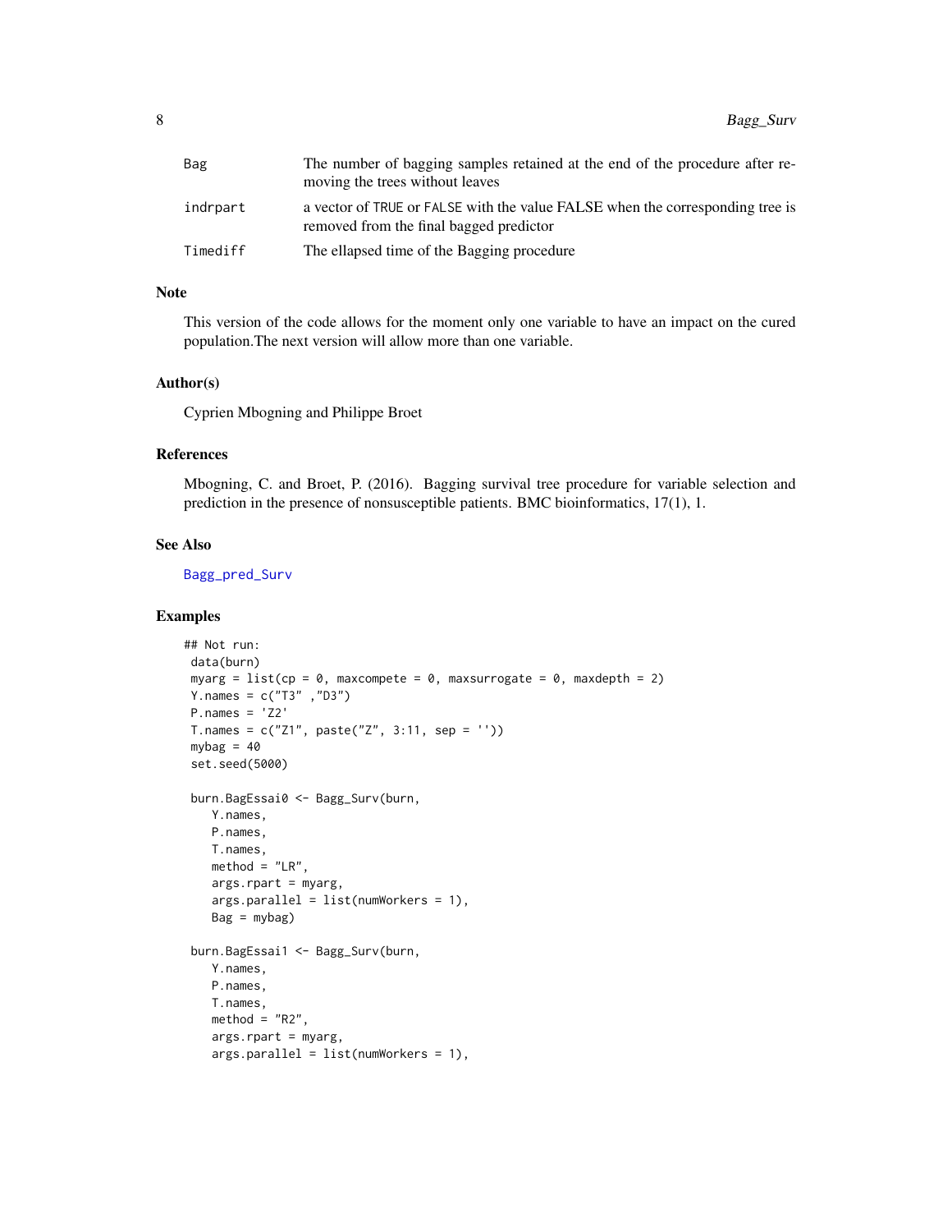| | |
|---|---|
| Bag | The number of bagging samples retained at the end of the procedure after removing the trees without leaves |
| indrpart | a vector of TRUE or FALSE with the value FALSE when the corresponding tree is removed from the final bagged predictor |
| Timediff | The ellapsed time of the Bagging procedure |

## Note

This version of the code allows for the moment only one variable to have an impact on the cured population.The next version will allow more than one variable.

## Author(s)

Cyprien Mbogning and Philippe Broet

## References

Mbogning, C. and Broet, P. (2016). Bagging survival tree procedure for variable selection and prediction in the presence of nonsusceptible patients. BMC bioinformatics, 17(1), 1.

## See Also

Bagg_pred_Surv

## Examples

```
## Not run:
 data(burn)
 myarg = list(cp = 0, maxcompete = 0, maxsurrogate = 0, maxdepth = 2)
 Y.names = c("T3" ,"D3")
 P.names = 'Z2'
 T.names = c("Z1", paste("Z", 3:11, sep = ''))
 mybag = 40
 set.seed(5000)

 burn.BagEssai0 <- Bagg_Surv(burn,
    Y.names,
    P.names,
    T.names,
    method = "LR",
    args.rpart = myarg,
    args.parallel = list(numWorkers = 1),
    Bag = mybag)

 burn.BagEssai1 <- Bagg_Surv(burn,
    Y.names,
    P.names,
    T.names,
    method = "R2",
    args.rpart = myarg,
    args.parallel = list(numWorkers = 1),
```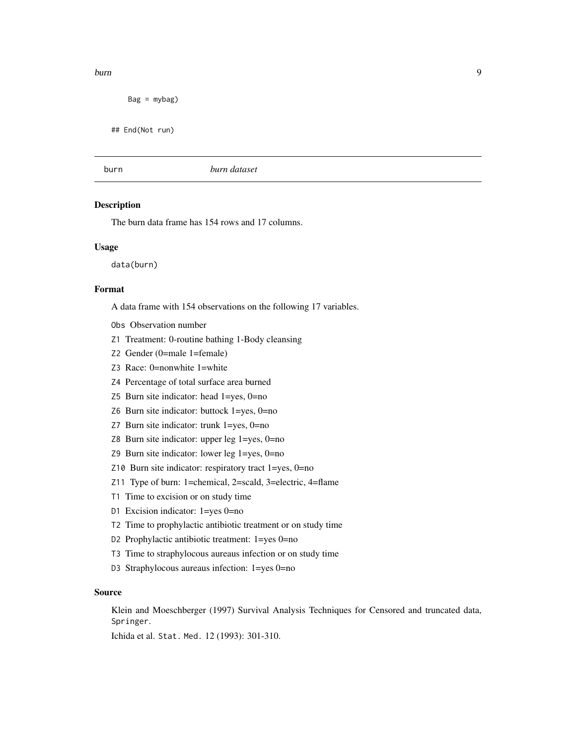```
    Bag = mybag)

## End(Not run)
```

---

burn *burn dataset*

---

### Description

The burn data frame has 154 rows and 17 columns.

### Usage

```
data(burn)
```

### Format

A data frame with 154 observations on the following 17 variables.

- `Obs` Observation number
- `Z1` Treatment: 0-routine bathing 1-Body cleansing
- `Z2` Gender (0=male 1=female)
- `Z3` Race: 0=nonwhite 1=white
- `Z4` Percentage of total surface area burned
- `Z5` Burn site indicator: head 1=yes, 0=no
- `Z6` Burn site indicator: buttock 1=yes, 0=no
- `Z7` Burn site indicator: trunk 1=yes, 0=no
- `Z8` Burn site indicator: upper leg 1=yes, 0=no
- `Z9` Burn site indicator: lower leg 1=yes, 0=no
- `Z10` Burn site indicator: respiratory tract 1=yes, 0=no
- `Z11` Type of burn: 1=chemical, 2=scald, 3=electric, 4=flame
- `T1` Time to excision or on study time
- `D1` Excision indicator: 1=yes 0=no
- `T2` Time to prophylactic antibiotic treatment or on study time
- `D2` Prophylactic antibiotic treatment: 1=yes 0=no
- `T3` Time to straphylocous aureaus infection or on study time
- `D3` Straphylocous aureaus infection: 1=yes 0=no

### Source

Klein and Moeschberger (1997) Survival Analysis Techniques for Censored and truncated data, `Springer`.

Ichida et al. `Stat. Med.` 12 (1993): 301-310.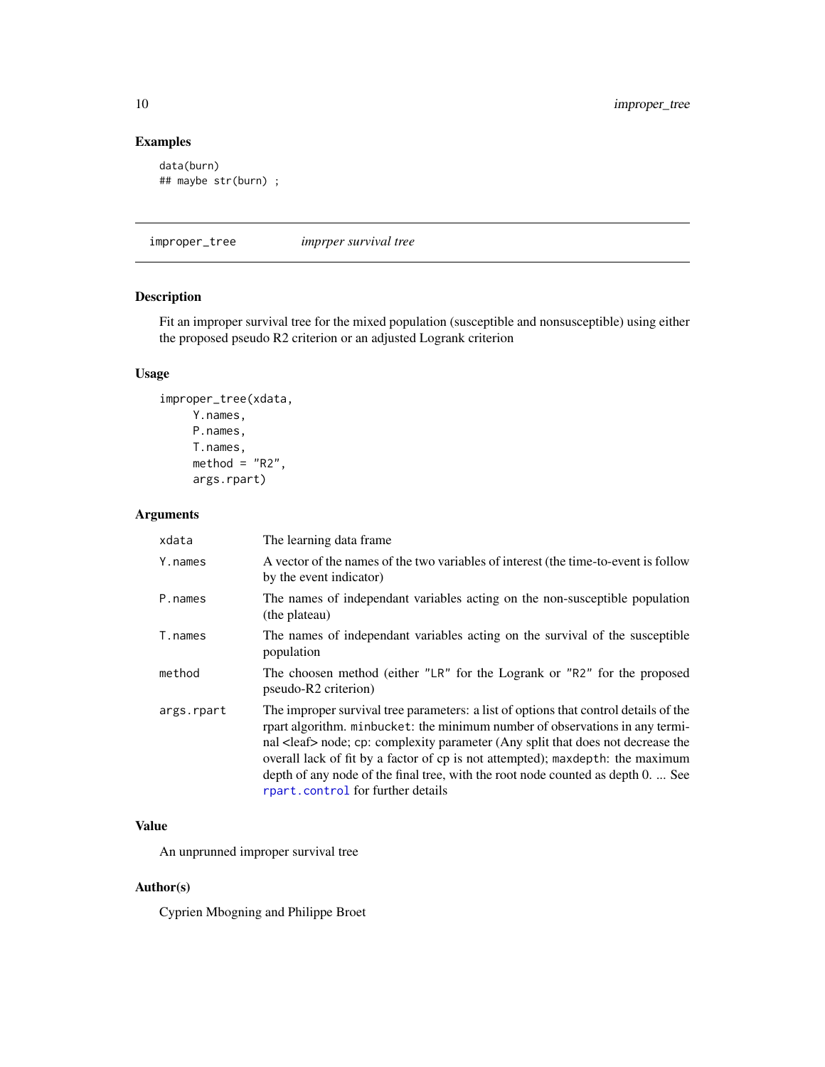## Examples

```
data(burn)
## maybe str(burn) ;
```

---

improper_tree *imprper survival tree*

---

### Description

Fit an improper survival tree for the mixed population (susceptible and nonsusceptible) using either the proposed pseudo R2 criterion or an adjusted Logrank criterion

### Usage

```
improper_tree(xdata,
     Y.names,
     P.names,
     T.names,
     method = "R2",
     args.rpart)
```

### Arguments

| | |
|---|---|
| xdata | The learning data frame |
| Y.names | A vector of the names of the two variables of interest (the time-to-event is follow by the event indicator) |
| P.names | The names of independant variables acting on the non-susceptible population (the plateau) |
| T.names | The names of independant variables acting on the survival of the susceptible population |
| method | The choosen method (either "LR" for the Logrank or "R2" for the proposed pseudo-R2 criterion) |
| args.rpart | The improper survival tree parameters: a list of options that control details of the rpart algorithm. `minbucket`: the minimum number of observations in any terminal <leaf> node; `cp`: complexity parameter (Any split that does not decrease the overall lack of fit by a factor of cp is not attempted); `maxdepth`: the maximum depth of any node of the final tree, with the root node counted as depth 0. ... See `rpart.control` for further details |

### Value

An unprunned improper survival tree

### Author(s)

Cyprien Mbogning and Philippe Broet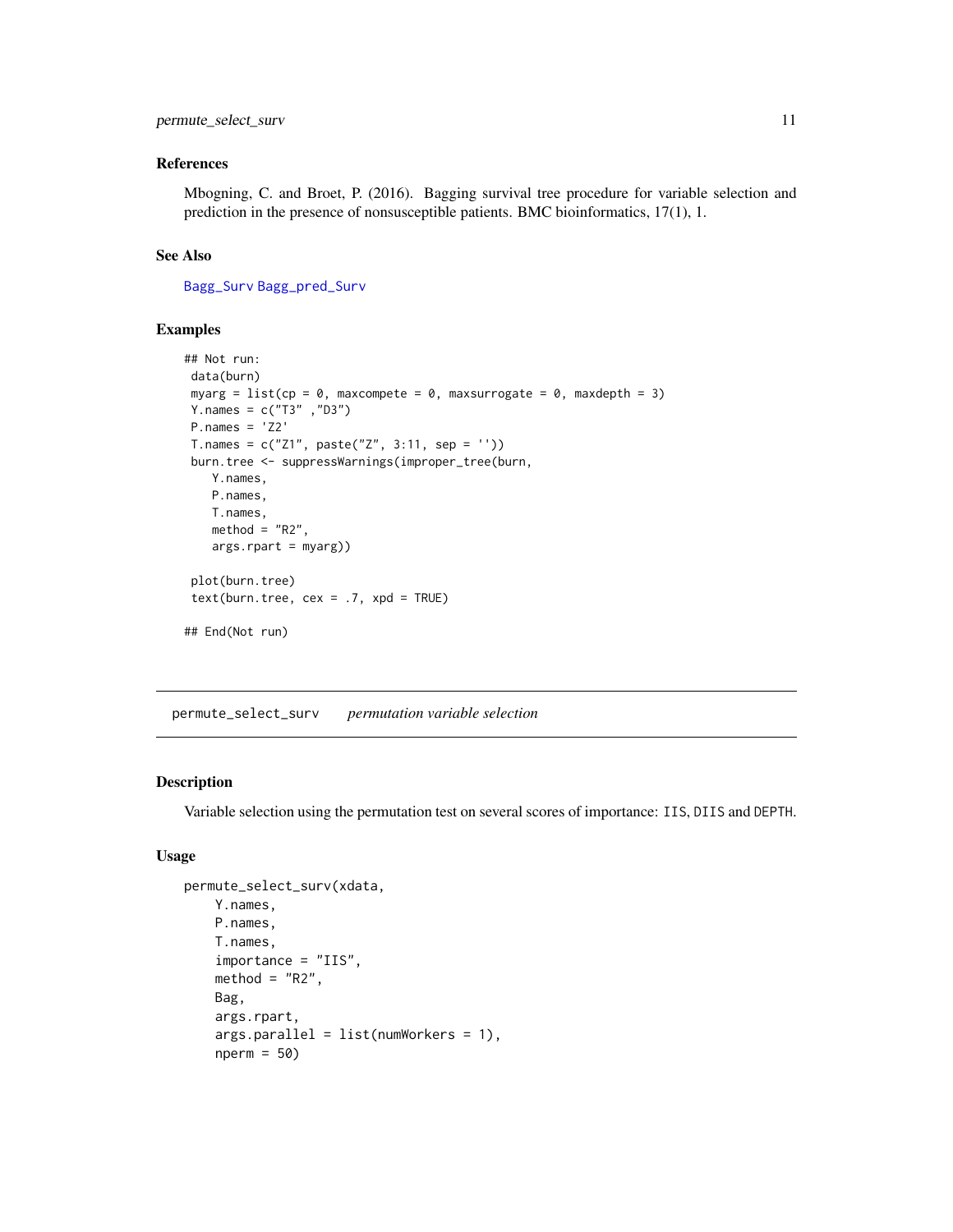### References

Mbogning, C. and Broet, P. (2016). Bagging survival tree procedure for variable selection and prediction in the presence of nonsusceptible patients. BMC bioinformatics, 17(1), 1.

### See Also

Bagg_Surv Bagg_pred_Surv

### Examples

```
## Not run:
 data(burn)
 myarg = list(cp = 0, maxcompete = 0, maxsurrogate = 0, maxdepth = 3)
 Y.names = c("T3" ,"D3")
 P.names = 'Z2'
 T.names = c("Z1", paste("Z", 3:11, sep = ''))
 burn.tree <- suppressWarnings(improper_tree(burn,
    Y.names,
    P.names,
    T.names,
    method = "R2",
    args.rpart = myarg))

 plot(burn.tree)
 text(burn.tree, cex = .7, xpd = TRUE)

## End(Not run)
```

---

## permute_select_surv *permutation variable selection*

---

### Description

Variable selection using the permutation test on several scores of importance: IIS, DIIS and DEPTH.

### Usage

```
permute_select_surv(xdata,
     Y.names,
     P.names,
     T.names,
     importance = "IIS",
     method = "R2",
     Bag,
     args.rpart,
     args.parallel = list(numWorkers = 1),
     nperm = 50)
```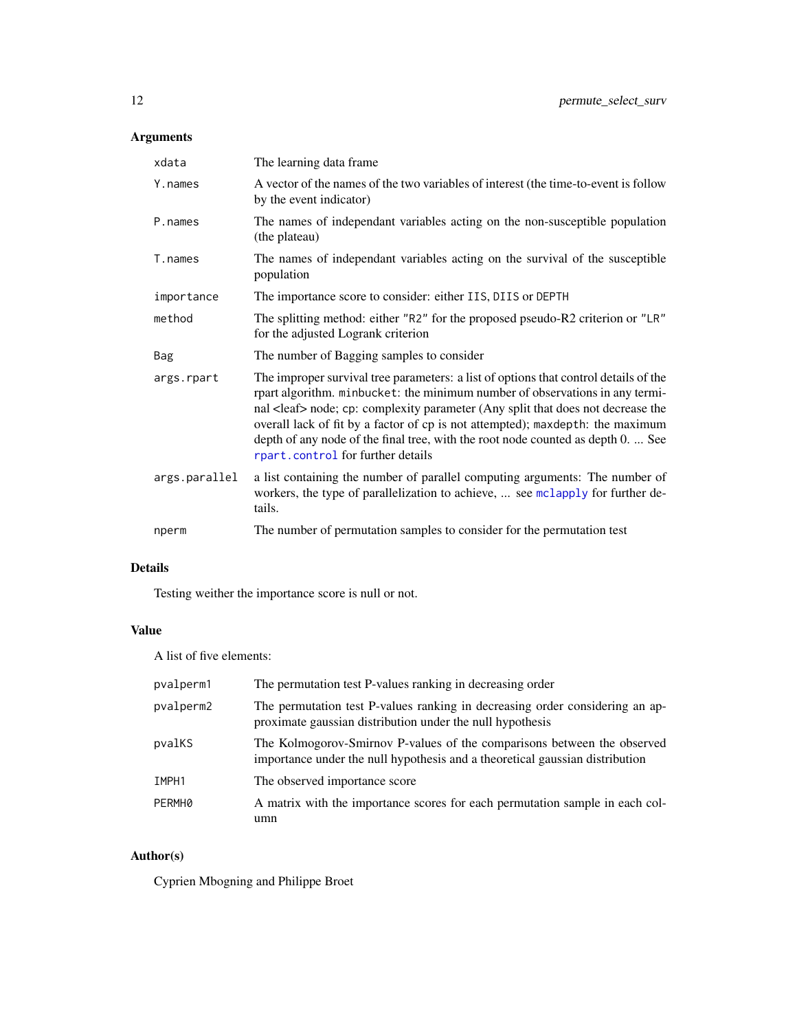## Arguments

| | |
|---|---|
| `xdata` | The learning data frame |
| `Y.names` | A vector of the names of the two variables of interest (the time-to-event is follow by the event indicator) |
| `P.names` | The names of independant variables acting on the non-susceptible population (the plateau) |
| `T.names` | The names of independant variables acting on the survival of the susceptible population |
| `importance` | The importance score to consider: either `IIS`, `DIIS` or `DEPTH` |
| `method` | The splitting method: either "R2" for the proposed pseudo-R2 criterion or "LR" for the adjusted Logrank criterion |
| `Bag` | The number of Bagging samples to consider |
| `args.rpart` | The improper survival tree parameters: a list of options that control details of the rpart algorithm. `minbucket`: the minimum number of observations in any terminal <leaf> node; `cp`: complexity parameter (Any split that does not decrease the overall lack of fit by a factor of cp is not attempted); `maxdepth`: the maximum depth of any node of the final tree, with the root node counted as depth 0. ... See `rpart.control` for further details |
| `args.parallel` | a list containing the number of parallel computing arguments: The number of workers, the type of parallelization to achieve, ... see `mclapply` for further details. |
| `nperm` | The number of permutation samples to consider for the permutation test |

## Details

Testing weither the importance score is null or not.

## Value

A list of five elements:

| | |
|---|---|
| `pvalperm1` | The permutation test P-values ranking in decreasing order |
| `pvalperm2` | The permutation test P-values ranking in decreasing order considering an approximate gaussian distribution under the null hypothesis |
| `pvalKS` | The Kolmogorov-Smirnov P-values of the comparisons between the observed importance under the null hypothesis and a theoretical gaussian distribution |
| `IMPH1` | The observed importance score |
| `PERMH0` | A matrix with the importance scores for each permutation sample in each column |

## Author(s)

Cyprien Mbogning and Philippe Broet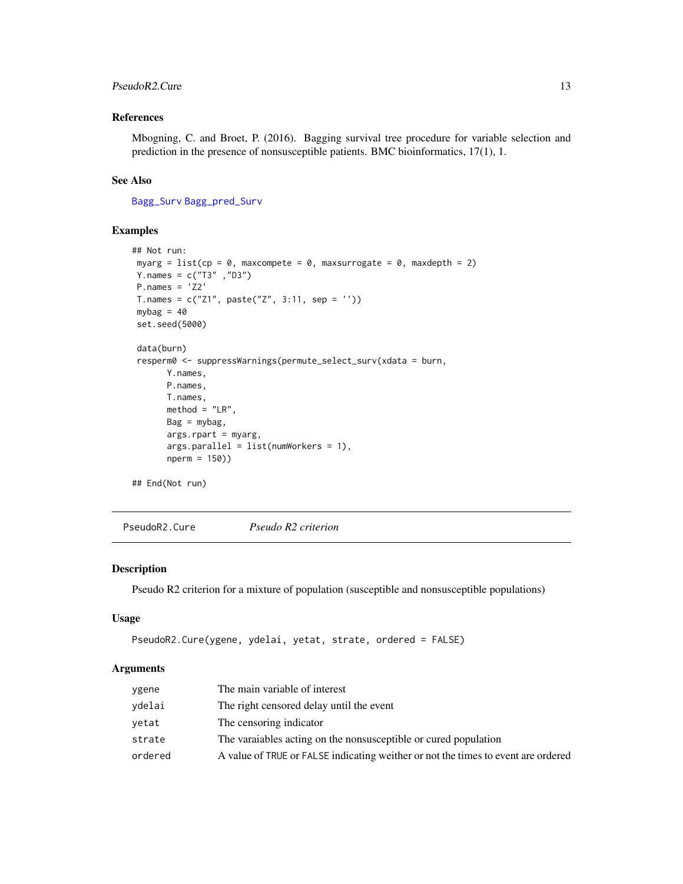## References

Mbogning, C. and Broet, P. (2016). Bagging survival tree procedure for variable selection and prediction in the presence of nonsusceptible patients. BMC bioinformatics, 17(1), 1.

## See Also

Bagg_Surv Bagg_pred_Surv

## Examples

```
## Not run:
 myarg = list(cp = 0, maxcompete = 0, maxsurrogate = 0, maxdepth = 2)
 Y.names = c("T3" ,"D3")
 P.names = 'Z2'
 T.names = c("Z1", paste("Z", 3:11, sep = ''))
 mybag = 40
 set.seed(5000)

 data(burn)
 resperm0 <- suppressWarnings(permute_select_surv(xdata = burn,
       Y.names,
       P.names,
       T.names,
       method = "LR",
       Bag = mybag,
       args.rpart = myarg,
       args.parallel = list(numWorkers = 1),
       nperm = 150))

## End(Not run)
```

---

# PseudoR2.Cure *Pseudo R2 criterion*

## Description

Pseudo R2 criterion for a mixture of population (susceptible and nonsusceptible populations)

## Usage

```
PseudoR2.Cure(ygene, ydelai, yetat, strate, ordered = FALSE)
```

## Arguments

| | |
|---|---|
| ygene | The main variable of interest |
| ydelai | The right censored delay until the event |
| yetat | The censoring indicator |
| strate | The varaiables acting on the nonsusceptible or cured population |
| ordered | A value of TRUE or FALSE indicating weither or not the times to event are ordered |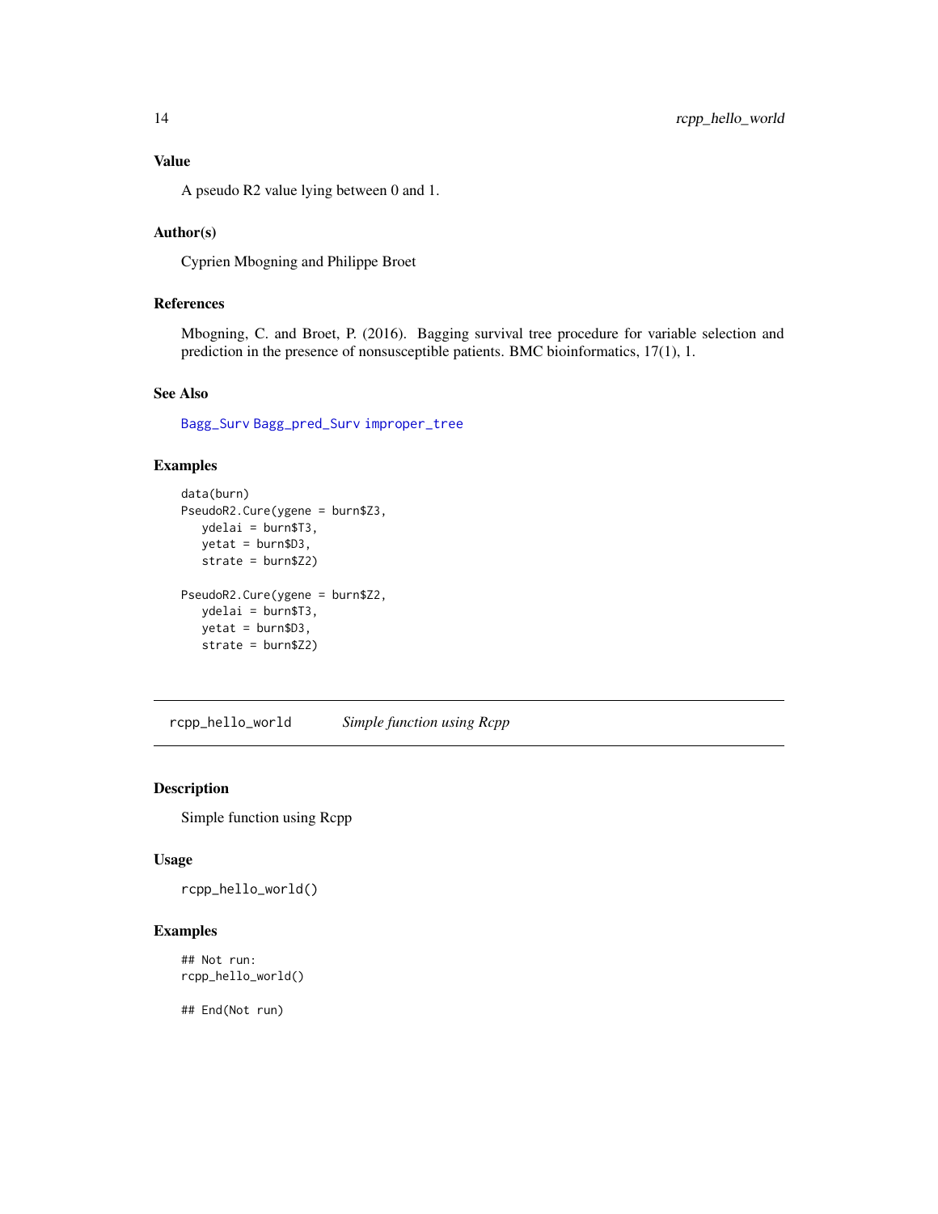### Value

A pseudo R2 value lying between 0 and 1.

### Author(s)

Cyprien Mbogning and Philippe Broet

### References

Mbogning, C. and Broet, P. (2016). Bagging survival tree procedure for variable selection and prediction in the presence of nonsusceptible patients. BMC bioinformatics, 17(1), 1.

### See Also

Bagg_Surv Bagg_pred_Surv improper_tree

### Examples

```
data(burn)
PseudoR2.Cure(ygene = burn$Z3,
   ydelai = burn$T3,
   yetat = burn$D3,
   strate = burn$Z2)

PseudoR2.Cure(ygene = burn$Z2,
   ydelai = burn$T3,
   yetat = burn$D3,
   strate = burn$Z2)
```

---

## rcpp_hello_world *Simple function using Rcpp*

---

### Description

Simple function using Rcpp

### Usage

```
rcpp_hello_world()
```

### Examples

```
## Not run:
rcpp_hello_world()

## End(Not run)
```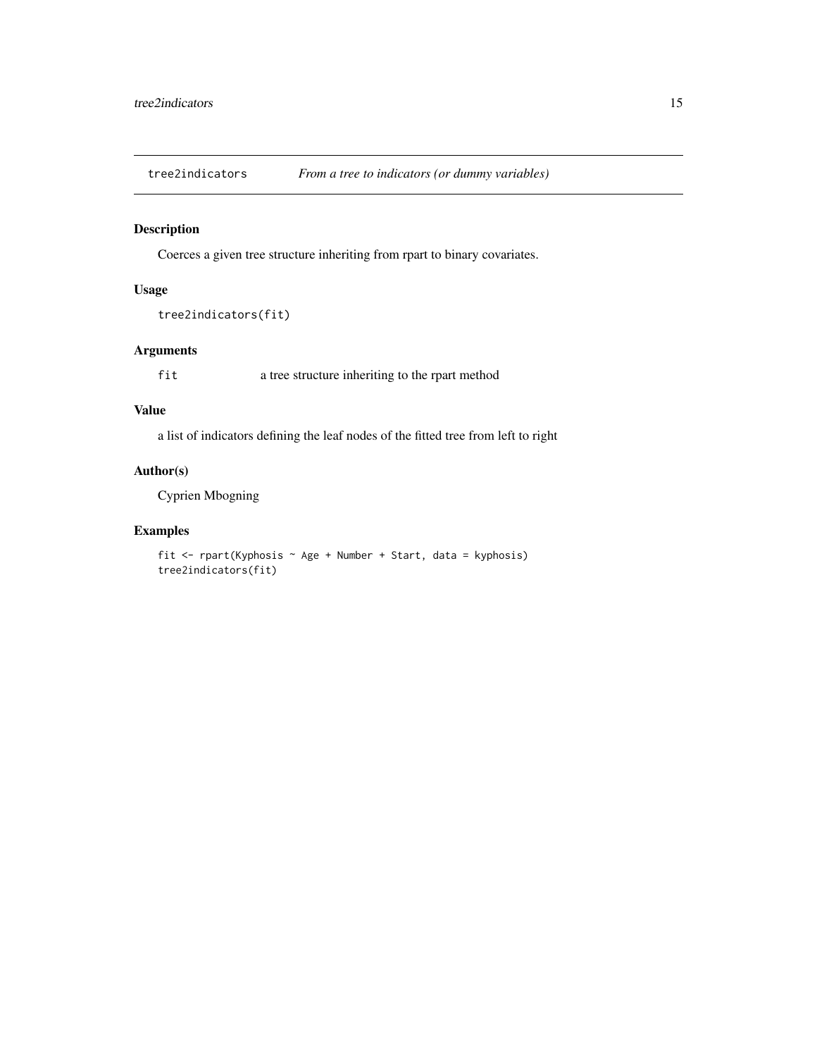# tree2indicators *From a tree to indicators (or dummy variables)*

## Description

Coerces a given tree structure inheriting from rpart to binary covariates.

## Usage

```
tree2indicators(fit)
```

## Arguments

| | |
|---|---|
| fit | a tree structure inheriting to the rpart method |

## Value

a list of indicators defining the leaf nodes of the fitted tree from left to right

## Author(s)

Cyprien Mbogning

## Examples

```
fit <- rpart(Kyphosis ~ Age + Number + Start, data = kyphosis)
tree2indicators(fit)
```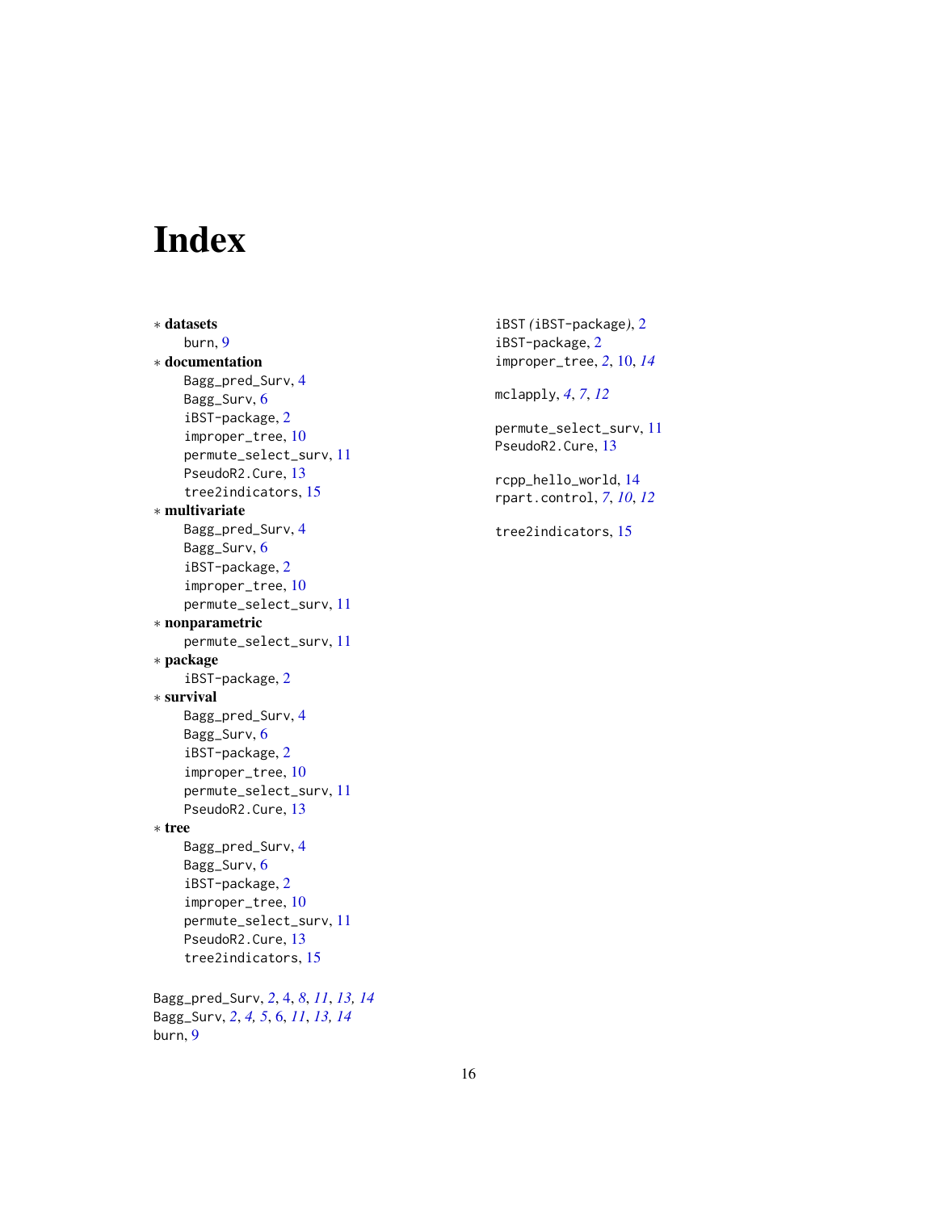# Index

* **datasets**
    - burn, 9
* **documentation**
    - Bagg_pred_Surv, 4
    - Bagg_Surv, 6
    - iBST-package, 2
    - improper_tree, 10
    - permute_select_surv, 11
    - PseudoR2.Cure, 13
    - tree2indicators, 15
* **multivariate**
    - Bagg_pred_Surv, 4
    - Bagg_Surv, 6
    - iBST-package, 2
    - improper_tree, 10
    - permute_select_surv, 11
* **nonparametric**
    - permute_select_surv, 11
* **package**
    - iBST-package, 2
* **survival**
    - Bagg_pred_Surv, 4
    - Bagg_Surv, 6
    - iBST-package, 2
    - improper_tree, 10
    - permute_select_surv, 11
    - PseudoR2.Cure, 13
* **tree**
    - Bagg_pred_Surv, 4
    - Bagg_Surv, 6
    - iBST-package, 2
    - improper_tree, 10
    - permute_select_surv, 11
    - PseudoR2.Cure, 13
    - tree2indicators, 15

Bagg_pred_Surv, *2*, 4, *8*, *11*, *13*, *14*
Bagg_Surv, *2*, *4*, *5*, 6, *11*, *13*, *14*
burn, 9

iBST *(*iBST-package*)*, 2
iBST-package, 2
improper_tree, *2*, 10, *14*

mclapply, *4*, *7*, *12*

permute_select_surv, 11
PseudoR2.Cure, 13

rcpp_hello_world, 14
rpart.control, *7*, *10*, *12*

tree2indicators, 15